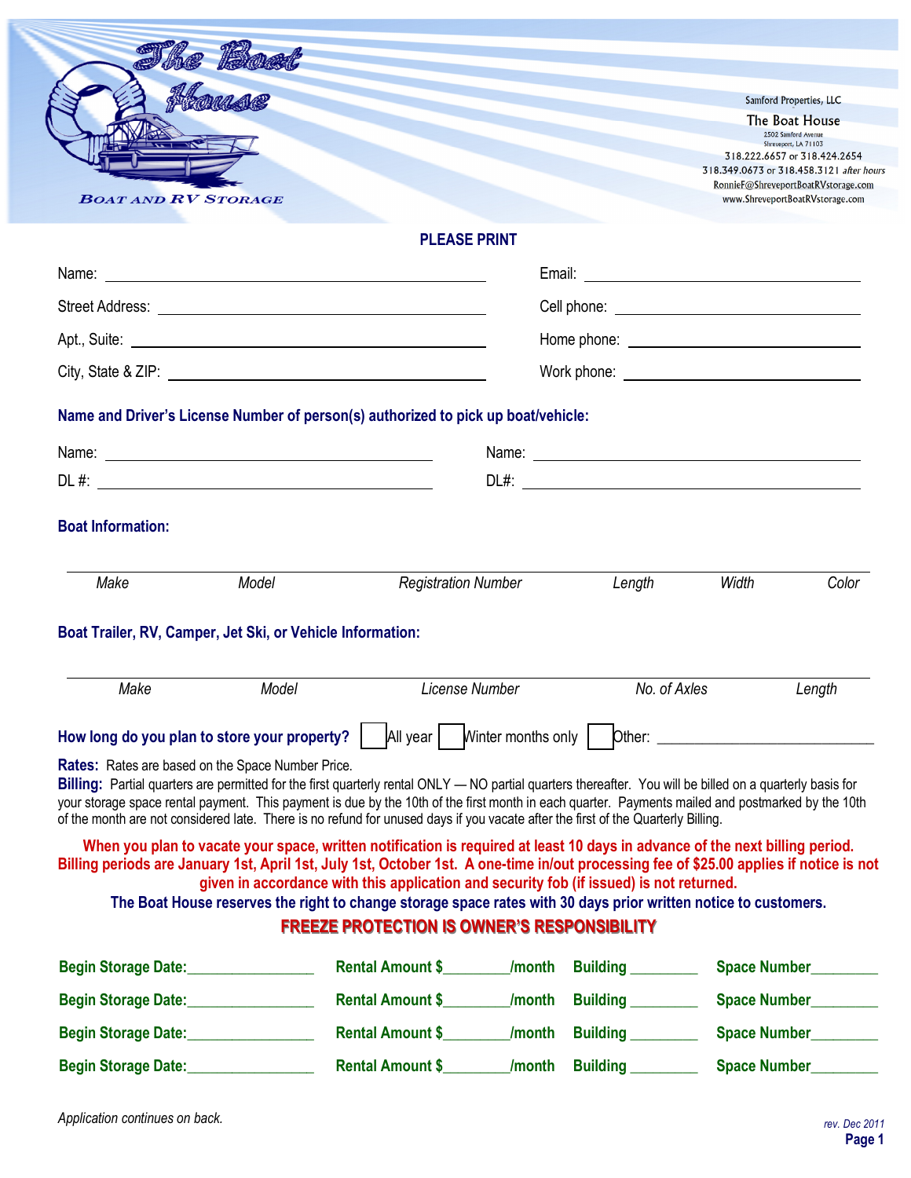# The Boat House

**BOAT AND RV STORAGE**

Samford Properties, LLC
The Boat House
2502 Samford Avenue
Shreveport, LA 71103
318.222.6657 or 318.424.2654
318.349.0673 or 318.458.3121 *after hours*
RonnieF@ShreveportBoatRVstorage.com
www.ShreveportBoatRVstorage.com

**PLEASE PRINT**

Name: ______________________ Email: ______________________

Street Address: ______________________ Cell phone: ______________________

Apt., Suite: ______________________ Home phone: ______________________

City, State & ZIP: ______________________ Work phone: ______________________

**Name and Driver's License Number of person(s) authorized to pick up boat/vehicle:**

Name: ______________________ Name: ______________________

DL #: ______________________ DL#: ______________________

**Boat Information:**

| *Make* | *Model* | *Registration Number* | *Length* | *Width* | *Color* |
|---|---|---|---|---|---|
| | | | | | |

**Boat Trailer, RV, Camper, Jet Ski, or Vehicle Information:**

| *Make* | *Model* | *License Number* | *No. of Axles* | *Length* |
|---|---|---|---|---|
| | | | | |

**How long do you plan to store your property?** ☐ All year ☐ Winter months only ☐ Other: ______________

**Rates:** Rates are based on the Space Number Price.

**Billing:** Partial quarters are permitted for the first quarterly rental ONLY — NO partial quarters thereafter. You will be billed on a quarterly basis for your storage space rental payment. This payment is due by the 10th of the first month in each quarter. Payments mailed and postmarked by the 10th of the month are not considered late. There is no refund for unused days if you vacate after the first of the Quarterly Billing.

**When you plan to vacate your space, written notification is required at least 10 days in advance of the next billing period. Billing periods are January 1st, April 1st, July 1st, October 1st. A one-time in/out processing fee of $25.00 applies if notice is not given in accordance with this application and security fob (if issued) is not returned.**

**The Boat House reserves the right to change storage space rates with 30 days prior written notice to customers.**

**FREEZE PROTECTION IS OWNER'S RESPONSIBILITY**

**Begin Storage Date:**__________ **Rental Amount $**______**/month** **Building** ______ **Space Number**______

**Begin Storage Date:**__________ **Rental Amount $**______**/month** **Building** ______ **Space Number**______

**Begin Storage Date:**__________ **Rental Amount $**______**/month** **Building** ______ **Space Number**______

**Begin Storage Date:**__________ **Rental Amount $**______**/month** **Building** ______ **Space Number**______

*Application continues on back.*

*rev. Dec 2011*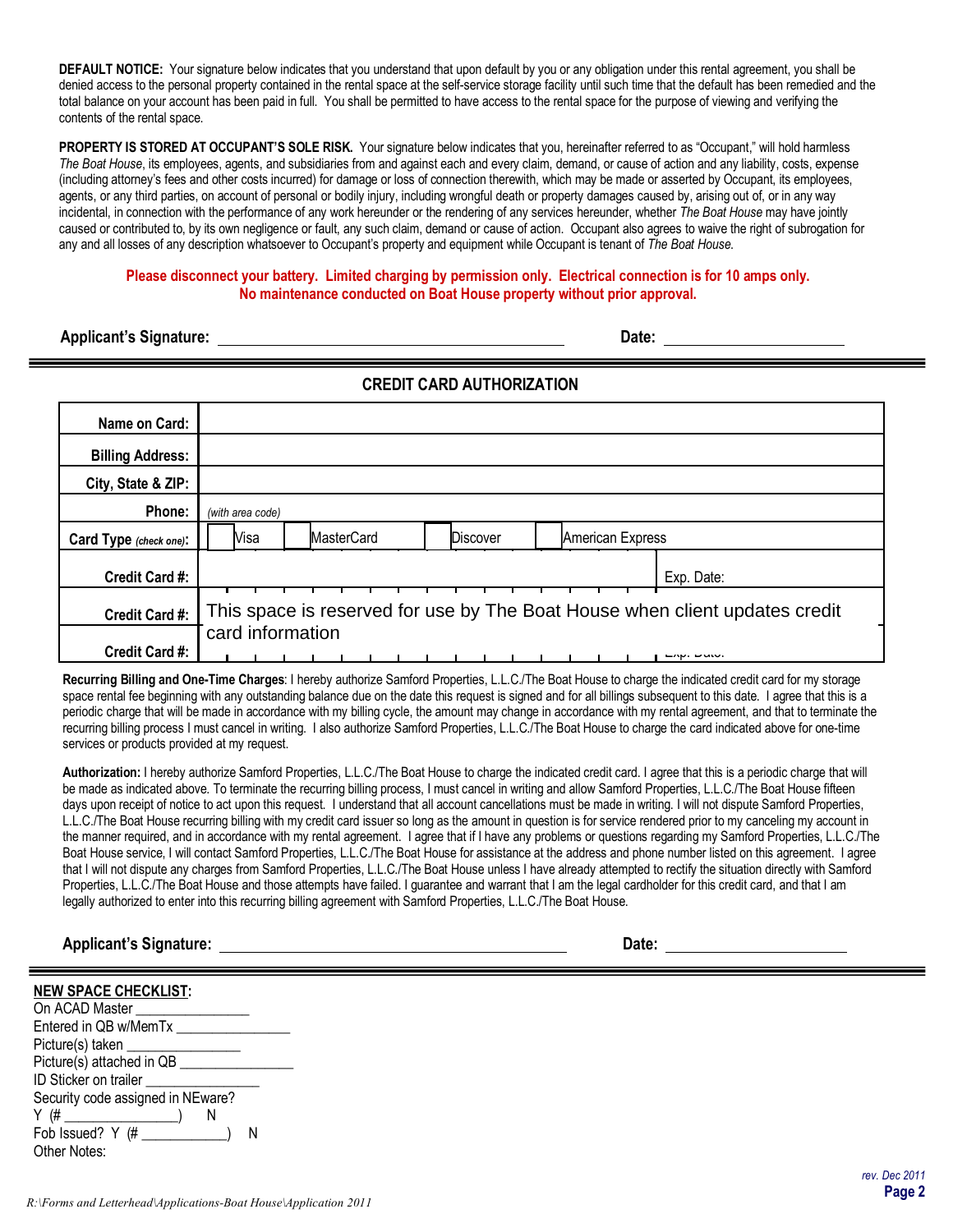**DEFAULT NOTICE:** Your signature below indicates that you understand that upon default by you or any obligation under this rental agreement, you shall be denied access to the personal property contained in the rental space at the self-service storage facility until such time that the default has been remedied and the total balance on your account has been paid in full. You shall be permitted to have access to the rental space for the purpose of viewing and verifying the contents of the rental space.

**PROPERTY IS STORED AT OCCUPANT'S SOLE RISK.** Your signature below indicates that you, hereinafter referred to as "Occupant," will hold harmless *The Boat House*, its employees, agents, and subsidiaries from and against each and every claim, demand, or cause of action and any liability, costs, expense (including attorney's fees and other costs incurred) for damage or loss of connection therewith, which may be made or asserted by Occupant, its employees, agents, or any third parties, on account of personal or bodily injury, including wrongful death or property damages caused by, arising out of, or in any way incidental, in connection with the performance of any work hereunder or the rendering of any services hereunder, whether *The Boat House* may have jointly caused or contributed to, by its own negligence or fault, any such claim, demand or cause of action. Occupant also agrees to waive the right of subrogation for any and all losses of any description whatsoever to Occupant's property and equipment while Occupant is tenant of *The Boat House.*

**Please disconnect your battery. Limited charging by permission only. Electrical connection is for 10 amps only.**
**No maintenance conducted on Boat House property without prior approval.**

**Applicant's Signature:** ______________________________ **Date:** ____________________

## CREDIT CARD AUTHORIZATION

| | | | | |
|---|---|---|---|---|
| **Name on Card:** | | | | |
| **Billing Address:** | | | | |
| **City, State & ZIP:** | | | | |
| **Phone:** | *(with area code)* | | | |
| **Card Type** *(check one)*: | ☐ Visa | ☐ MasterCard | ☐ Discover | ☐ American Express |
| **Credit Card #:** | | | | Exp. Date: |
| **Credit Card #:** | This space is reserved for use by The Boat House when client updates credit card information | | | |
| **Credit Card #:** | | | | Exp. Date: |

**Recurring Billing and One-Time Charges**: I hereby authorize Samford Properties, L.L.C./The Boat House to charge the indicated credit card for my storage space rental fee beginning with any outstanding balance due on the date this request is signed and for all billings subsequent to this date. I agree that this is a periodic charge that will be made in accordance with my billing cycle, the amount may change in accordance with my rental agreement, and that to terminate the recurring billing process I must cancel in writing. I also authorize Samford Properties, L.L.C./The Boat House to charge the card indicated above for one-time services or products provided at my request.

**Authorization:** I hereby authorize Samford Properties, L.L.C./The Boat House to charge the indicated credit card. I agree that this is a periodic charge that will be made as indicated above. To terminate the recurring billing process, I must cancel in writing and allow Samford Properties, L.L.C./The Boat House fifteen days upon receipt of notice to act upon this request. I understand that all account cancellations must be made in writing. I will not dispute Samford Properties, L.L.C./The Boat House recurring billing with my credit card issuer so long as the amount in question is for service rendered prior to my canceling my account in the manner required, and in accordance with my rental agreement. I agree that if I have any problems or questions regarding my Samford Properties, L.L.C./The Boat House service, I will contact Samford Properties, L.L.C./The Boat House for assistance at the address and phone number listed on this agreement. I agree that I will not dispute any charges from Samford Properties, L.L.C./The Boat House unless I have already attempted to rectify the situation directly with Samford Properties, L.L.C./The Boat House and those attempts have failed. I guarantee and warrant that I am the legal cardholder for this credit card, and that I am legally authorized to enter into this recurring billing agreement with Samford Properties, L.L.C./The Boat House.

**Applicant's Signature:** ______________________________ **Date:** ____________________

**NEW SPACE CHECKLIST:**

On ACAD Master _______________
Entered in QB w/MemTx _______________
Picture(s) taken _______________
Picture(s) attached in QB _______________
ID Sticker on trailer _______________
Security code assigned in NEware?
Y (# _______________) N
Fob Issued? Y (# ___________) N
Other Notes:

*rev. Dec 2011*

*R:\Forms and Letterhead\Applications-Boat House\Application 2011*